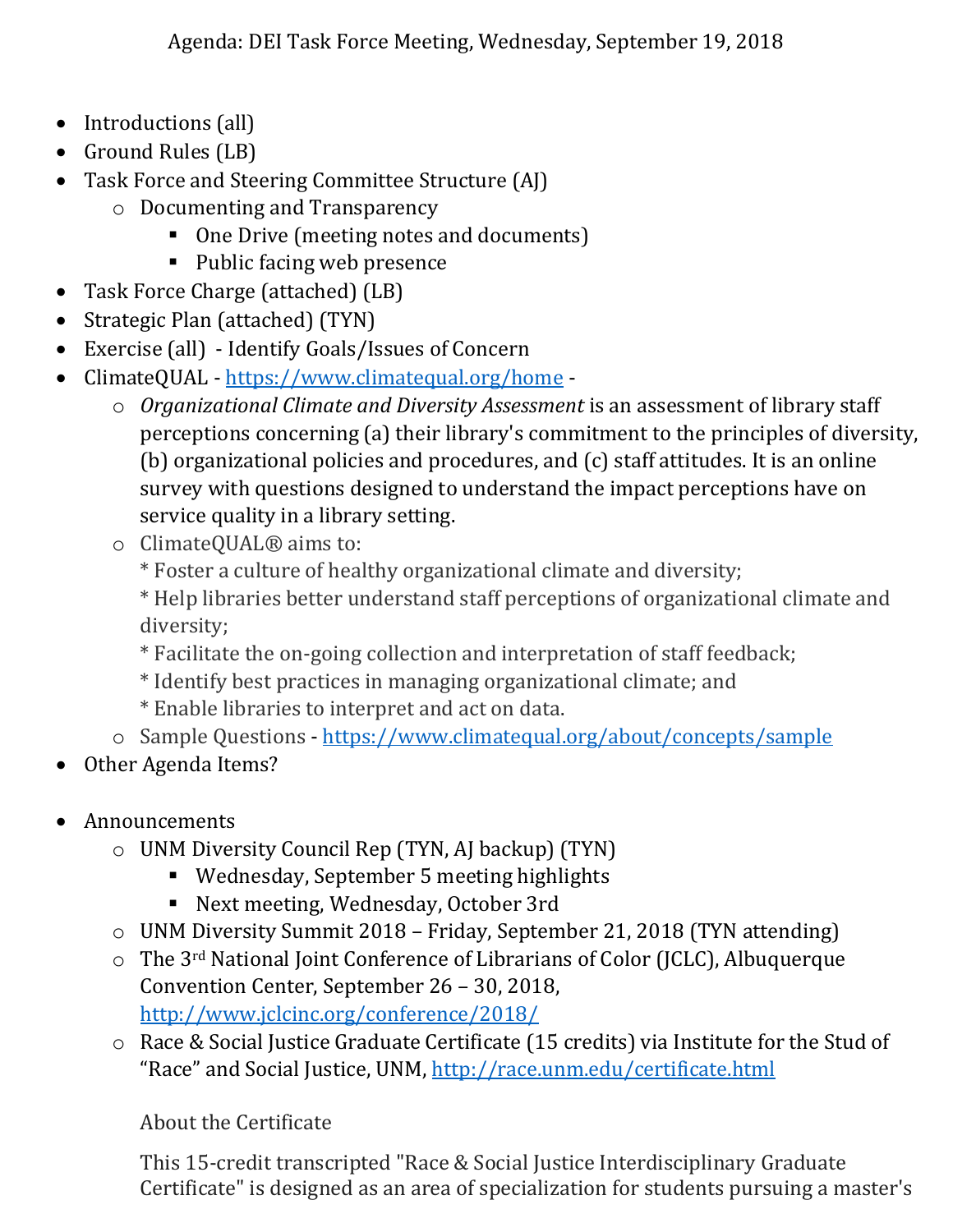Agenda: DEI Task Force Meeting, Wednesday, September 19, 2018

- Introductions (all)
- Ground Rules (LB)
- Task Force and Steering Committee Structure (AJ)
  - Documenting and Transparency
    - One Drive (meeting notes and documents)
    - Public facing web presence
- Task Force Charge (attached) (LB)
- Strategic Plan (attached) (TYN)
- Exercise (all) - Identify Goals/Issues of Concern
- ClimateQUAL - https://www.climatequal.org/home -
  - *Organizational Climate and Diversity Assessment* is an assessment of library staff perceptions concerning (a) their library's commitment to the principles of diversity, (b) organizational policies and procedures, and (c) staff attitudes. It is an online survey with questions designed to understand the impact perceptions have on service quality in a library setting.
  - ClimateQUAL® aims to:
    * Foster a culture of healthy organizational climate and diversity;
    * Help libraries better understand staff perceptions of organizational climate and diversity;
    * Facilitate the on-going collection and interpretation of staff feedback;
    * Identify best practices in managing organizational climate; and
    * Enable libraries to interpret and act on data.
  - Sample Questions - https://www.climatequal.org/about/concepts/sample
- Other Agenda Items?

- Announcements
  - UNM Diversity Council Rep (TYN, AJ backup) (TYN)
    - Wednesday, September 5 meeting highlights
    - Next meeting, Wednesday, October 3rd
  - UNM Diversity Summit 2018 – Friday, September 21, 2018 (TYN attending)
  - The 3rd National Joint Conference of Librarians of Color (JCLC), Albuquerque Convention Center, September 26 – 30, 2018, http://www.jclcinc.org/conference/2018/
  - Race & Social Justice Graduate Certificate (15 credits) via Institute for the Stud of "Race" and Social Justice, UNM, http://race.unm.edu/certificate.html

    About the Certificate

    This 15-credit transcripted "Race & Social Justice Interdisciplinary Graduate Certificate" is designed as an area of specialization for students pursuing a master's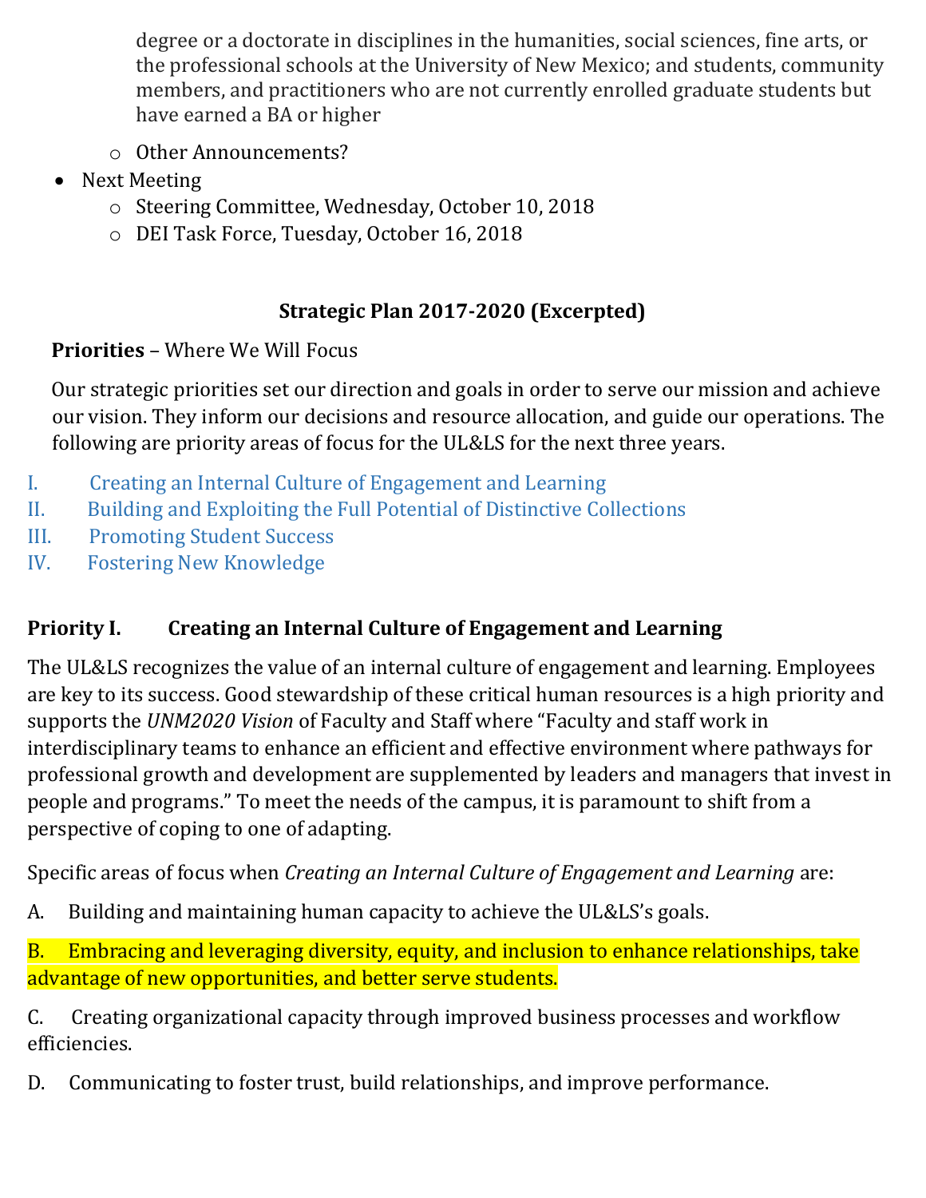degree or a doctorate in disciplines in the humanities, social sciences, fine arts, or the professional schools at the University of New Mexico; and students, community members, and practitioners who are not currently enrolled graduate students but have earned a BA or higher

  - Other Announcements?
- Next Meeting
  - Steering Committee, Wednesday, October 10, 2018
  - DEI Task Force, Tuesday, October 16, 2018

## Strategic Plan 2017-2020 (Excerpted)

**Priorities** – Where We Will Focus

Our strategic priorities set our direction and goals in order to serve our mission and achieve our vision. They inform our decisions and resource allocation, and guide our operations. The following are priority areas of focus for the UL&LS for the next three years.

I. Creating an Internal Culture of Engagement and Learning
II. Building and Exploiting the Full Potential of Distinctive Collections
III. Promoting Student Success
IV. Fostering New Knowledge

### Priority I. Creating an Internal Culture of Engagement and Learning

The UL&LS recognizes the value of an internal culture of engagement and learning. Employees are key to its success. Good stewardship of these critical human resources is a high priority and supports the *UNM2020 Vision* of Faculty and Staff where "Faculty and staff work in interdisciplinary teams to enhance an efficient and effective environment where pathways for professional growth and development are supplemented by leaders and managers that invest in people and programs." To meet the needs of the campus, it is paramount to shift from a perspective of coping to one of adapting.

Specific areas of focus when *Creating an Internal Culture of Engagement and Learning* are:

A. Building and maintaining human capacity to achieve the UL&LS's goals.

B. Embracing and leveraging diversity, equity, and inclusion to enhance relationships, take advantage of new opportunities, and better serve students.

C. Creating organizational capacity through improved business processes and workflow efficiencies.

D. Communicating to foster trust, build relationships, and improve performance.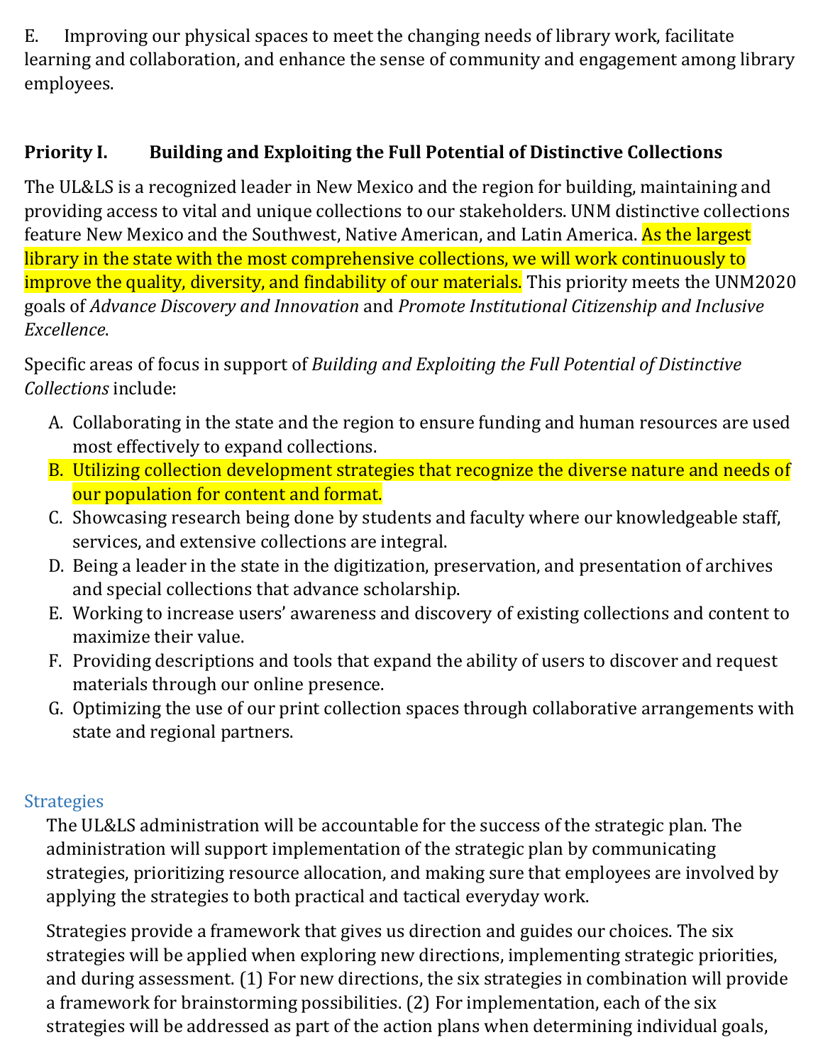E. Improving our physical spaces to meet the changing needs of library work, facilitate learning and collaboration, and enhance the sense of community and engagement among library employees.

## Priority I. Building and Exploiting the Full Potential of Distinctive Collections

The UL&LS is a recognized leader in New Mexico and the region for building, maintaining and providing access to vital and unique collections to our stakeholders. UNM distinctive collections feature New Mexico and the Southwest, Native American, and Latin America. As the largest library in the state with the most comprehensive collections, we will work continuously to improve the quality, diversity, and findability of our materials. This priority meets the UNM2020 goals of *Advance Discovery and Innovation* and *Promote Institutional Citizenship and Inclusive Excellence*.

Specific areas of focus in support of *Building and Exploiting the Full Potential of Distinctive Collections* include:

A. Collaborating in the state and the region to ensure funding and human resources are used most effectively to expand collections.
B. Utilizing collection development strategies that recognize the diverse nature and needs of our population for content and format.
C. Showcasing research being done by students and faculty where our knowledgeable staff, services, and extensive collections are integral.
D. Being a leader in the state in the digitization, preservation, and presentation of archives and special collections that advance scholarship.
E. Working to increase users' awareness and discovery of existing collections and content to maximize their value.
F. Providing descriptions and tools that expand the ability of users to discover and request materials through our online presence.
G. Optimizing the use of our print collection spaces through collaborative arrangements with state and regional partners.

### Strategies

The UL&LS administration will be accountable for the success of the strategic plan. The administration will support implementation of the strategic plan by communicating strategies, prioritizing resource allocation, and making sure that employees are involved by applying the strategies to both practical and tactical everyday work.

Strategies provide a framework that gives us direction and guides our choices. The six strategies will be applied when exploring new directions, implementing strategic priorities, and during assessment. (1) For new directions, the six strategies in combination will provide a framework for brainstorming possibilities. (2) For implementation, each of the six strategies will be addressed as part of the action plans when determining individual goals,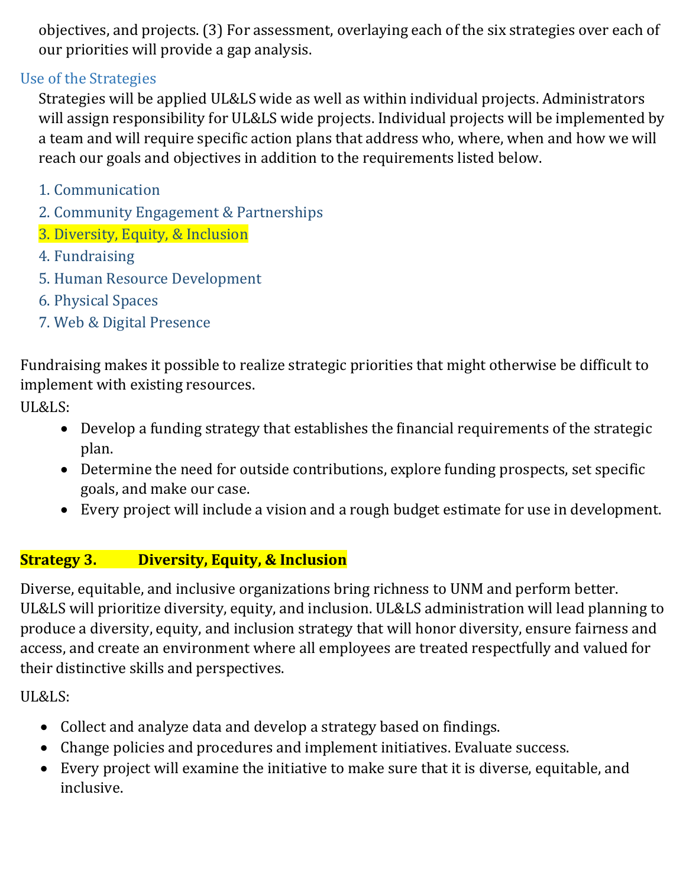objectives, and projects. (3) For assessment, overlaying each of the six strategies over each of our priorities will provide a gap analysis.

### Use of the Strategies

Strategies will be applied UL&LS wide as well as within individual projects. Administrators will assign responsibility for UL&LS wide projects. Individual projects will be implemented by a team and will require specific action plans that address who, where, when and how we will reach our goals and objectives in addition to the requirements listed below.

1. Communication
2. Community Engagement & Partnerships
3. Diversity, Equity, & Inclusion
4. Fundraising
5. Human Resource Development
6. Physical Spaces
7. Web & Digital Presence

Fundraising makes it possible to realize strategic priorities that might otherwise be difficult to implement with existing resources.

UL&LS:

- Develop a funding strategy that establishes the financial requirements of the strategic plan.
- Determine the need for outside contributions, explore funding prospects, set specific goals, and make our case.
- Every project will include a vision and a rough budget estimate for use in development.

**Strategy 3. Diversity, Equity, & Inclusion**

Diverse, equitable, and inclusive organizations bring richness to UNM and perform better. UL&LS will prioritize diversity, equity, and inclusion. UL&LS administration will lead planning to produce a diversity, equity, and inclusion strategy that will honor diversity, ensure fairness and access, and create an environment where all employees are treated respectfully and valued for their distinctive skills and perspectives.

UL&LS:

- Collect and analyze data and develop a strategy based on findings.
- Change policies and procedures and implement initiatives. Evaluate success.
- Every project will examine the initiative to make sure that it is diverse, equitable, and inclusive.